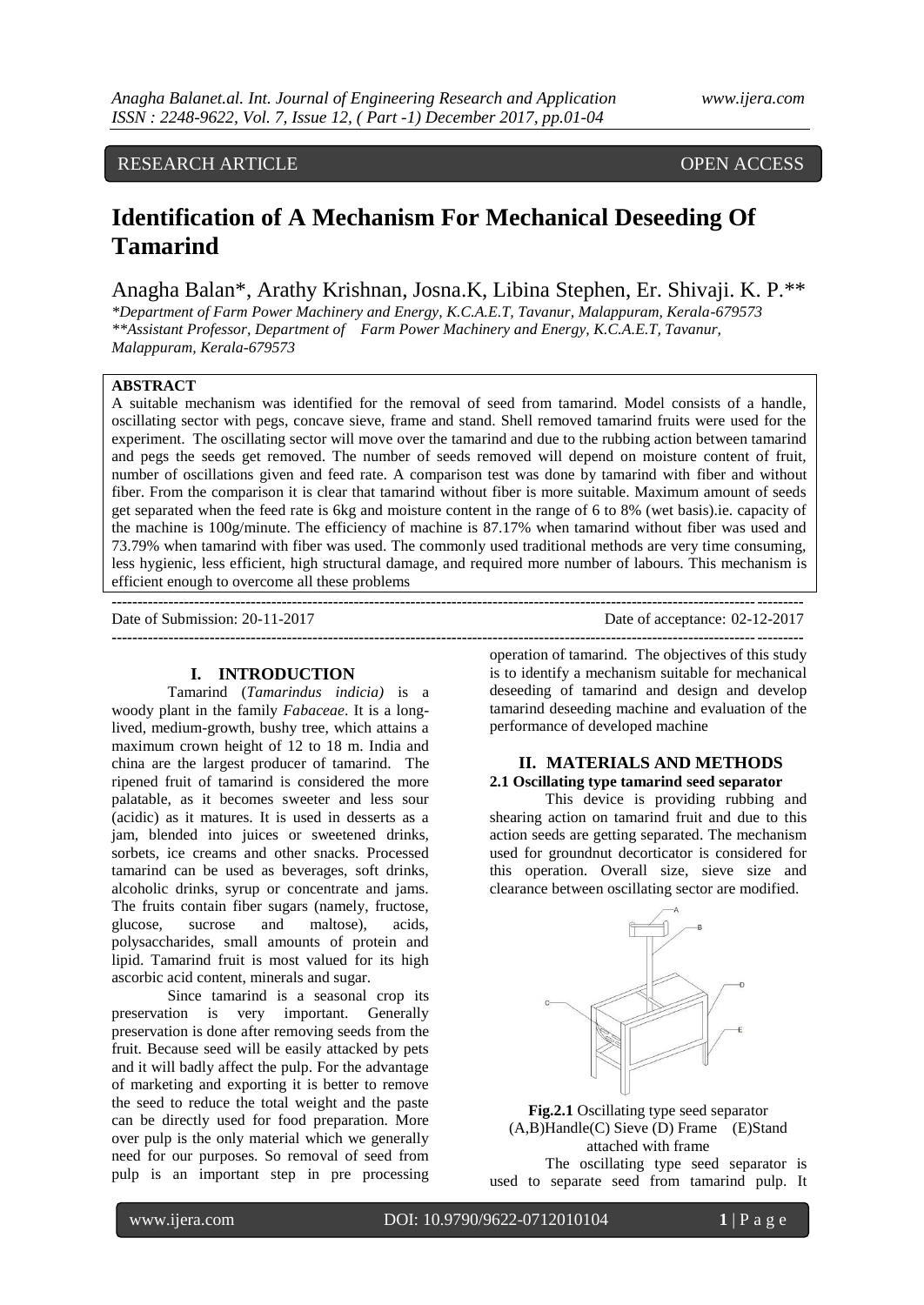RESEARCH ARTICLE OPEN ACCESS

# Identification of A Mechanism For Mechanical Deseeding Of Tamarind

Anagha Balan*, Arathy Krishnan, Josna.K, Libina Stephen, Er. Shivaji. K. P.**

*Department of Farm Power Machinery and Energy, K.C.A.E.T, Tavanur, Malappuram, Kerala-679573
**Assistant Professor, Department of Farm Power Machinery and Energy, K.C.A.E.T, Tavanur, Malappuram, Kerala-679573

**ABSTRACT**

A suitable mechanism was identified for the removal of seed from tamarind. Model consists of a handle, oscillating sector with pegs, concave sieve, frame and stand. Shell removed tamarind fruits were used for the experiment. The oscillating sector will move over the tamarind and due to the rubbing action between tamarind and pegs the seeds get removed. The number of seeds removed will depend on moisture content of fruit, number of oscillations given and feed rate. A comparison test was done by tamarind with fiber and without fiber. From the comparison it is clear that tamarind without fiber is more suitable. Maximum amount of seeds get separated when the feed rate is 6kg and moisture content in the range of 6 to 8% (wet basis).ie. capacity of the machine is 100g/minute. The efficiency of machine is 87.17% when tamarind without fiber was used and 73.79% when tamarind with fiber was used. The commonly used traditional methods are very time consuming, less hygienic, less efficient, high structural damage, and required more number of labours. This mechanism is efficient enough to overcome all these problems

Date of Submission: 20-11-2017 Date of acceptance: 02-12-2017

## I. INTRODUCTION

Tamarind (*Tamarindus indicia)* is a woody plant in the family *Fabaceae*. It is a long-lived, medium-growth, bushy tree, which attains a maximum crown height of 12 to 18 m. India and china are the largest producer of tamarind. The ripened fruit of tamarind is considered the more palatable, as it becomes sweeter and less sour (acidic) as it matures. It is used in desserts as a jam, blended into juices or sweetened drinks, sorbets, ice creams and other snacks. Processed tamarind can be used as beverages, soft drinks, alcoholic drinks, syrup or concentrate and jams. The fruits contain fiber sugars (namely, fructose, glucose, sucrose and maltose), acids, polysaccharides, small amounts of protein and lipid. Tamarind fruit is most valued for its high ascorbic acid content, minerals and sugar.

Since tamarind is a seasonal crop its preservation is very important. Generally preservation is done after removing seeds from the fruit. Because seed will be easily attacked by pets and it will badly affect the pulp. For the advantage of marketing and exporting it is better to remove the seed to reduce the total weight and the paste can be directly used for food preparation. More over pulp is the only material which we generally need for our purposes. So removal of seed from pulp is an important step in pre processing operation of tamarind. The objectives of this study is to identify a mechanism suitable for mechanical deseeding of tamarind and design and develop tamarind deseeding machine and evaluation of the performance of developed machine

## II. MATERIALS AND METHODS

### 2.1 Oscillating type tamarind seed separator

This device is providing rubbing and shearing action on tamarind fruit and due to this action seeds are getting separated. The mechanism used for groundnut decorticator is considered for this operation. Overall size, sieve size and clearance between oscillating sector are modified.

**Fig.2.1** Oscillating type seed separator
(A,B)Handle(C) Sieve (D) Frame (E)Stand attached with frame

The oscillating type seed separator is used to separate seed from tamarind pulp. It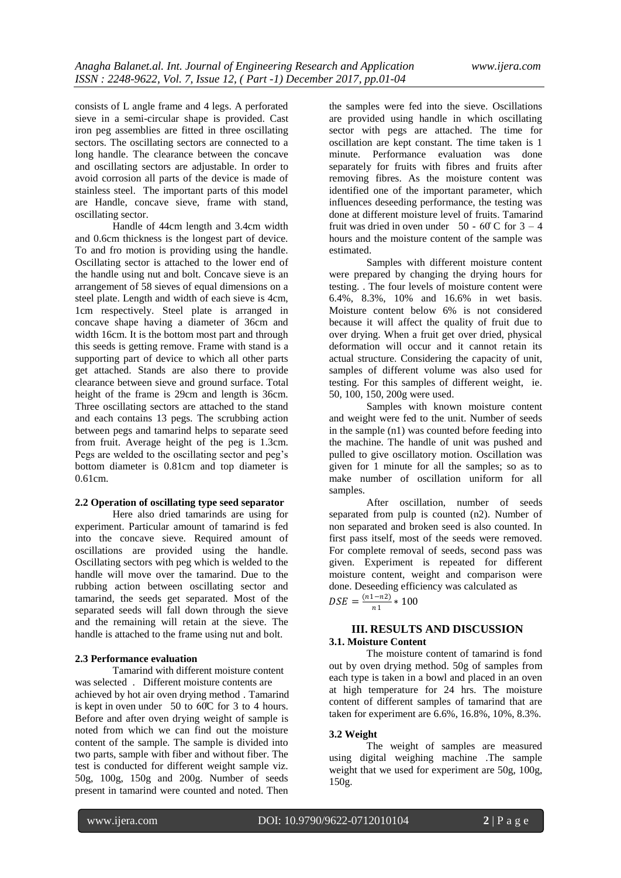consists of L angle frame and 4 legs. A perforated sieve in a semi-circular shape is provided. Cast iron peg assemblies are fitted in three oscillating sectors. The oscillating sectors are connected to a long handle. The clearance between the concave and oscillating sectors are adjustable. In order to avoid corrosion all parts of the device is made of stainless steel. The important parts of this model are Handle, concave sieve, frame with stand, oscillating sector.

Handle of 44cm length and 3.4cm width and 0.6cm thickness is the longest part of device. To and fro motion is providing using the handle. Oscillating sector is attached to the lower end of the handle using nut and bolt. Concave sieve is an arrangement of 58 sieves of equal dimensions on a steel plate. Length and width of each sieve is 4cm, 1cm respectively. Steel plate is arranged in concave shape having a diameter of 36cm and width 16cm. It is the bottom most part and through this seeds is getting remove. Frame with stand is a supporting part of device to which all other parts get attached. Stands are also there to provide clearance between sieve and ground surface. Total height of the frame is 29cm and length is 36cm. Three oscillating sectors are attached to the stand and each contains 13 pegs. The scrubbing action between pegs and tamarind helps to separate seed from fruit. Average height of the peg is 1.3cm. Pegs are welded to the oscillating sector and peg's bottom diameter is 0.81cm and top diameter is 0.61cm.

### 2.2 Operation of oscillating type seed separator

Here also dried tamarinds are using for experiment. Particular amount of tamarind is fed into the concave sieve. Required amount of oscillations are provided using the handle. Oscillating sectors with peg which is welded to the handle will move over the tamarind. Due to the rubbing action between oscillating sector and tamarind, the seeds get separated. Most of the separated seeds will fall down through the sieve and the remaining will retain at the sieve. The handle is attached to the frame using nut and bolt.

### 2.3 Performance evaluation

Tamarind with different moisture content was selected . Different moisture contents are achieved by hot air oven drying method . Tamarind is kept in oven under 50 to 60̊C for 3 to 4 hours. Before and after oven drying weight of sample is noted from which we can find out the moisture content of the sample. The sample is divided into two parts, sample with fiber and without fiber. The test is conducted for different weight sample viz. 50g, 100g, 150g and 200g. Number of seeds present in tamarind were counted and noted. Then the samples were fed into the sieve. Oscillations are provided using handle in which oscillating sector with pegs are attached. The time for oscillation are kept constant. The time taken is 1 minute. Performance evaluation was done separately for fruits with fibres and fruits after removing fibres. As the moisture content was identified one of the important parameter, which influences deseeding performance, the testing was done at different moisture level of fruits. Tamarind fruit was dried in oven under 50 - 60̊ C for 3 – 4 hours and the moisture content of the sample was estimated.

Samples with different moisture content were prepared by changing the drying hours for testing. . The four levels of moisture content were 6.4%, 8.3%, 10% and 16.6% in wet basis. Moisture content below 6% is not considered because it will affect the quality of fruit due to over drying. When a fruit get over dried, physical deformation will occur and it cannot retain its actual structure. Considering the capacity of unit, samples of different volume was also used for testing. For this samples of different weight, ie. 50, 100, 150, 200g were used.

Samples with known moisture content and weight were fed to the unit. Number of seeds in the sample (n1) was counted before feeding into the machine. The handle of unit was pushed and pulled to give oscillatory motion. Oscillation was given for 1 minute for all the samples; so as to make number of oscillation uniform for all samples.

After oscillation, number of seeds separated from pulp is counted (n2). Number of non separated and broken seed is also counted. In first pass itself, most of the seeds were removed. For complete removal of seeds, second pass was given. Experiment is repeated for different moisture content, weight and comparison were done. Deseeding efficiency was calculated as

$$DSE = \frac{(n1-n2)}{n1} * 100$$

## III. RESULTS AND DISCUSSION

### 3.1. Moisture Content

The moisture content of tamarind is fond out by oven drying method. 50g of samples from each type is taken in a bowl and placed in an oven at high temperature for 24 hrs. The moisture content of different samples of tamarind that are taken for experiment are 6.6%, 16.8%, 10%, 8.3%.

### 3.2 Weight

The weight of samples are measured using digital weighing machine .The sample weight that we used for experiment are 50g, 100g, 150g.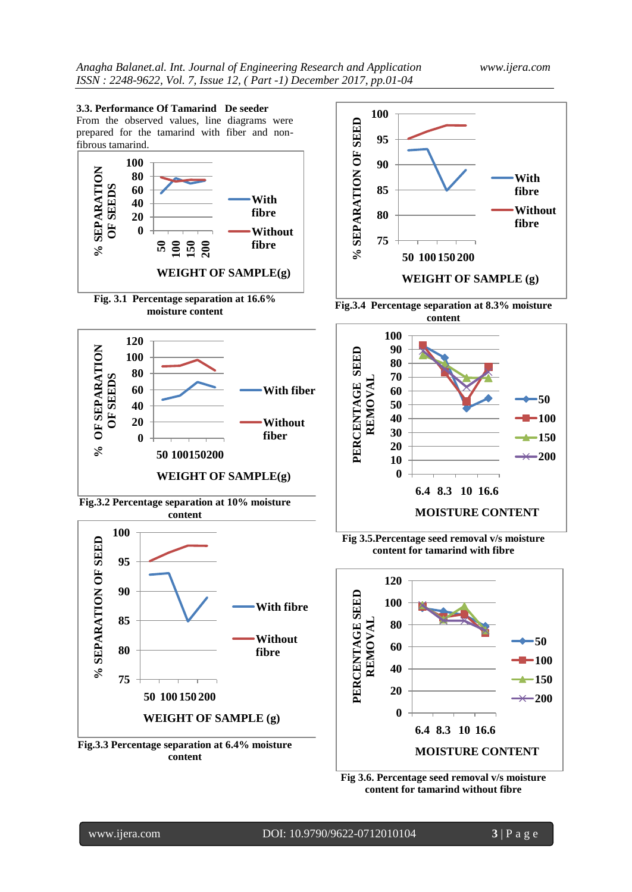### 3.3. Performance Of Tamarind De seeder

From the observed values, line diagrams were prepared for the tamarind with fiber and non-fibrous tamarind.

% SEPARATION OF SEEDS

100
80
60
40
20
0

50 100 150 200

WEIGHT OF SAMPLE(g)

With fibre
Without fibre

Fig. 3.1 Percentage separation at 16.6% moisture content

% OF SEPARATION OF SEEDS

120
100
80
60
40
20
0

50 100150200

WEIGHT OF SAMPLE(g)

With fiber
Without fiber

Fig.3.2 Percentage separation at 10% moisture content

% SEPARATION OF SEED

100
95
90
85
80
75

50 100 150 200

WEIGHT OF SAMPLE (g)

With fibre
Without fibre

Fig.3.3 Percentage separation at 6.4% moisture content

% SEPARATION OF SEED

100
95
90
85
80
75

50 100 150 200

WEIGHT OF SAMPLE (g)

With fibre
Without fibre

Fig.3.4 Percentage separation at 8.3% moisture content

PERCENTAGE SEED REMOVAL

100
90
80
70
60
50
40
30
20
10
0

6.4 8.3 10 16.6

MOISTURE CONTENT

50
100
150
200

Fig 3.5.Percentage seed removal v/s moisture content for tamarind with fibre

PERCENTAGE SEED REMOVAL

120
100
80
60
40
20
0

6.4 8.3 10 16.6

MOISTURE CONTENT

50
100
150
200

Fig 3.6. Percentage seed removal v/s moisture content for tamarind without fibre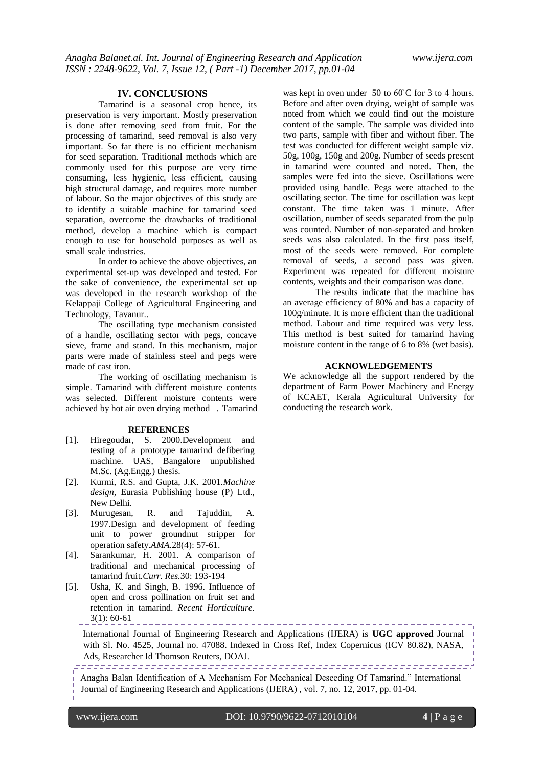## IV. CONCLUSIONS

Tamarind is a seasonal crop hence, its preservation is very important. Mostly preservation is done after removing seed from fruit. For the processing of tamarind, seed removal is also very important. So far there is no efficient mechanism for seed separation. Traditional methods which are commonly used for this purpose are very time consuming, less hygienic, less efficient, causing high structural damage, and requires more number of labour. So the major objectives of this study are to identify a suitable machine for tamarind seed separation, overcome the drawbacks of traditional method, develop a machine which is compact enough to use for household purposes as well as small scale industries.

In order to achieve the above objectives, an experimental set-up was developed and tested. For the sake of convenience, the experimental set up was developed in the research workshop of the Kelappaji College of Agricultural Engineering and Technology, Tavanur..

The oscillating type mechanism consisted of a handle, oscillating sector with pegs, concave sieve, frame and stand. In this mechanism, major parts were made of stainless steel and pegs were made of cast iron.

The working of oscillating mechanism is simple. Tamarind with different moisture contents was selected. Different moisture contents were achieved by hot air oven drying method . Tamarind was kept in oven under 50 to 60̊ C for 3 to 4 hours. Before and after oven drying, weight of sample was noted from which we could find out the moisture content of the sample. The sample was divided into two parts, sample with fiber and without fiber. The test was conducted for different weight sample viz. 50g, 100g, 150g and 200g. Number of seeds present in tamarind were counted and noted. Then, the samples were fed into the sieve. Oscillations were provided using handle. Pegs were attached to the oscillating sector. The time for oscillation was kept constant. The time taken was 1 minute. After oscillation, number of seeds separated from the pulp was counted. Number of non-separated and broken seeds was also calculated. In the first pass itself, most of the seeds were removed. For complete removal of seeds, a second pass was given. Experiment was repeated for different moisture contents, weights and their comparison was done.

The results indicate that the machine has an average efficiency of 80% and has a capacity of 100g/minute. It is more efficient than the traditional method. Labour and time required was very less. This method is best suited for tamarind having moisture content in the range of 6 to 8% (wet basis).

### ACKNOWLEDGEMENTS

We acknowledge all the support rendered by the department of Farm Power Machinery and Energy of KCAET, Kerala Agricultural University for conducting the research work.

### REFERENCES

[1]. Hiregoudar, S. 2000.Development and testing of a prototype tamarind defibering machine. UAS, Bangalore unpublished M.Sc. (Ag.Engg.) thesis.

[2]. Kurmi, R.S. and Gupta, J.K. 2001.*Machine design*, Eurasia Publishing house (P) Ltd., New Delhi.

[3]. Murugesan, R. and Tajuddin, A. 1997.Design and development of feeding unit to power groundnut stripper for operation safety.*AMA*.28(4): 57-61.

[4]. Sarankumar, H. 2001. A comparison of traditional and mechanical processing of tamarind fruit.*Curr. Res.*30: 193-194

[5]. Usha, K. and Singh, B. 1996. Influence of open and cross pollination on fruit set and retention in tamarind. *Recent Horticulture.* 3(1): 60-61

International Journal of Engineering Research and Applications (IJERA) is **UGC approved** Journal with Sl. No. 4525, Journal no. 47088. Indexed in Cross Ref, Index Copernicus (ICV 80.82), NASA, Ads, Researcher Id Thomson Reuters, DOAJ.

Anagha Balan Identification of A Mechanism For Mechanical Deseeding Of Tamarind." International Journal of Engineering Research and Applications (IJERA) , vol. 7, no. 12, 2017, pp. 01-04.